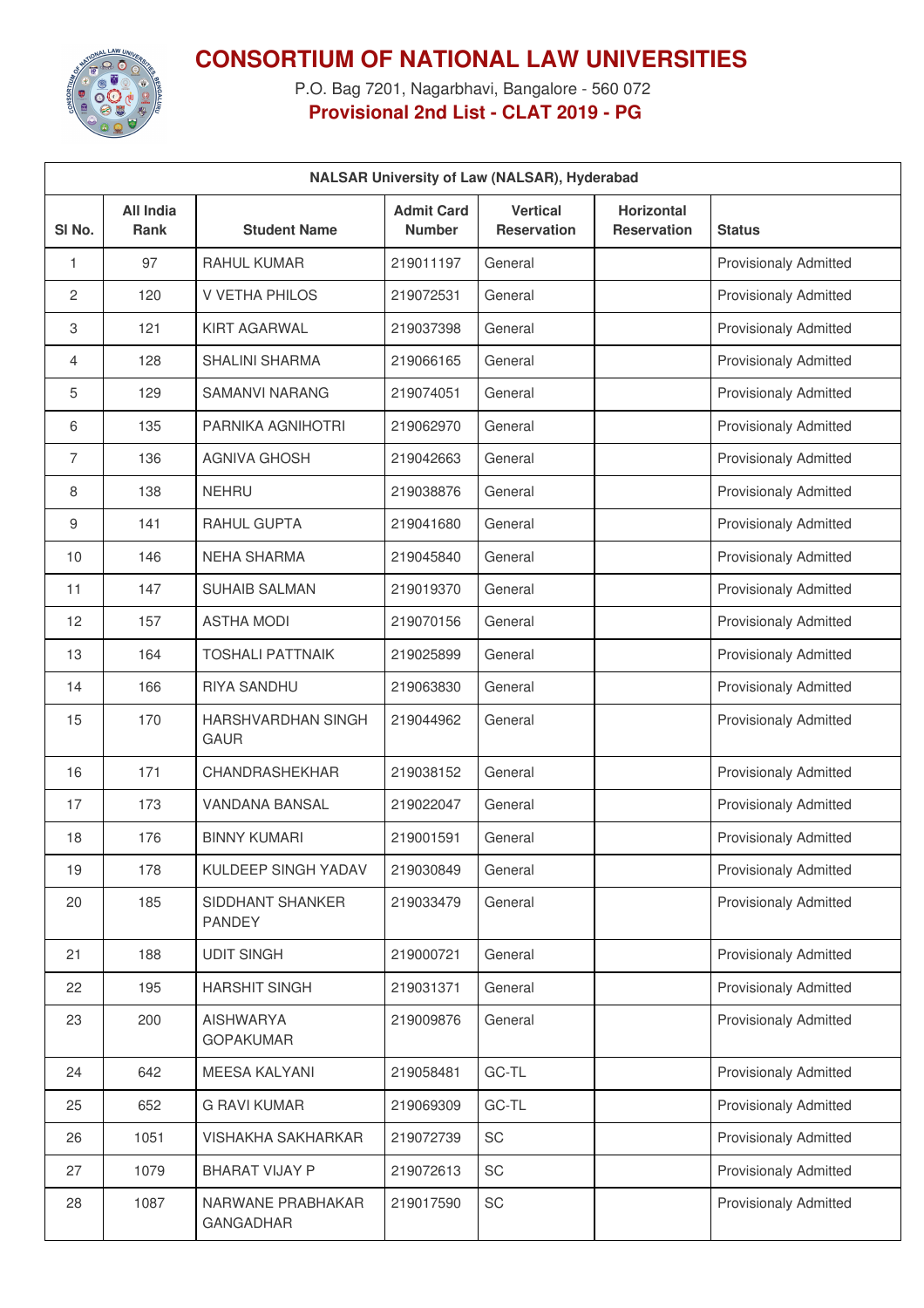# CONSORTIUM OF NATIONAL LAW UNIVERSITIES

P.O. Bag 7201, Nagarbhavi, Bangalore - 560 072

**Provisional 2nd List - CLAT 2019 - PG**

| NALSAR University of Law (NALSAR), Hyderabad | | | | | | |
|---|---|---|---|---|---|---|
| Sl No. | All India Rank | Student Name | Admit Card Number | Vertical Reservation | Horizontal Reservation | Status |
| 1 | 97 | RAHUL KUMAR | 219011197 | General | | Provisionaly Admitted |
| 2 | 120 | V VETHA PHILOS | 219072531 | General | | Provisionaly Admitted |
| 3 | 121 | KIRT AGARWAL | 219037398 | General | | Provisionaly Admitted |
| 4 | 128 | SHALINI SHARMA | 219066165 | General | | Provisionaly Admitted |
| 5 | 129 | SAMANVI NARANG | 219074051 | General | | Provisionaly Admitted |
| 6 | 135 | PARNIKA AGNIHOTRI | 219062970 | General | | Provisionaly Admitted |
| 7 | 136 | AGNIVA GHOSH | 219042663 | General | | Provisionaly Admitted |
| 8 | 138 | NEHRU | 219038876 | General | | Provisionaly Admitted |
| 9 | 141 | RAHUL GUPTA | 219041680 | General | | Provisionaly Admitted |
| 10 | 146 | NEHA SHARMA | 219045840 | General | | Provisionaly Admitted |
| 11 | 147 | SUHAIB SALMAN | 219019370 | General | | Provisionaly Admitted |
| 12 | 157 | ASTHA MODI | 219070156 | General | | Provisionaly Admitted |
| 13 | 164 | TOSHALI PATTNAIK | 219025899 | General | | Provisionaly Admitted |
| 14 | 166 | RIYA SANDHU | 219063830 | General | | Provisionaly Admitted |
| 15 | 170 | HARSHVARDHAN SINGH GAUR | 219044962 | General | | Provisionaly Admitted |
| 16 | 171 | CHANDRASHEKHAR | 219038152 | General | | Provisionaly Admitted |
| 17 | 173 | VANDANA BANSAL | 219022047 | General | | Provisionaly Admitted |
| 18 | 176 | BINNY KUMARI | 219001591 | General | | Provisionaly Admitted |
| 19 | 178 | KULDEEP SINGH YADAV | 219030849 | General | | Provisionaly Admitted |
| 20 | 185 | SIDDHANT SHANKER PANDEY | 219033479 | General | | Provisionaly Admitted |
| 21 | 188 | UDIT SINGH | 219000721 | General | | Provisionaly Admitted |
| 22 | 195 | HARSHIT SINGH | 219031371 | General | | Provisionaly Admitted |
| 23 | 200 | AISHWARYA GOPAKUMAR | 219009876 | General | | Provisionaly Admitted |
| 24 | 642 | MEESA KALYANI | 219058481 | GC-TL | | Provisionaly Admitted |
| 25 | 652 | G RAVI KUMAR | 219069309 | GC-TL | | Provisionaly Admitted |
| 26 | 1051 | VISHAKHA SAKHARKAR | 219072739 | SC | | Provisionaly Admitted |
| 27 | 1079 | BHARAT VIJAY P | 219072613 | SC | | Provisionaly Admitted |
| 28 | 1087 | NARWANE PRABHAKAR GANGADHAR | 219017590 | SC | | Provisionaly Admitted |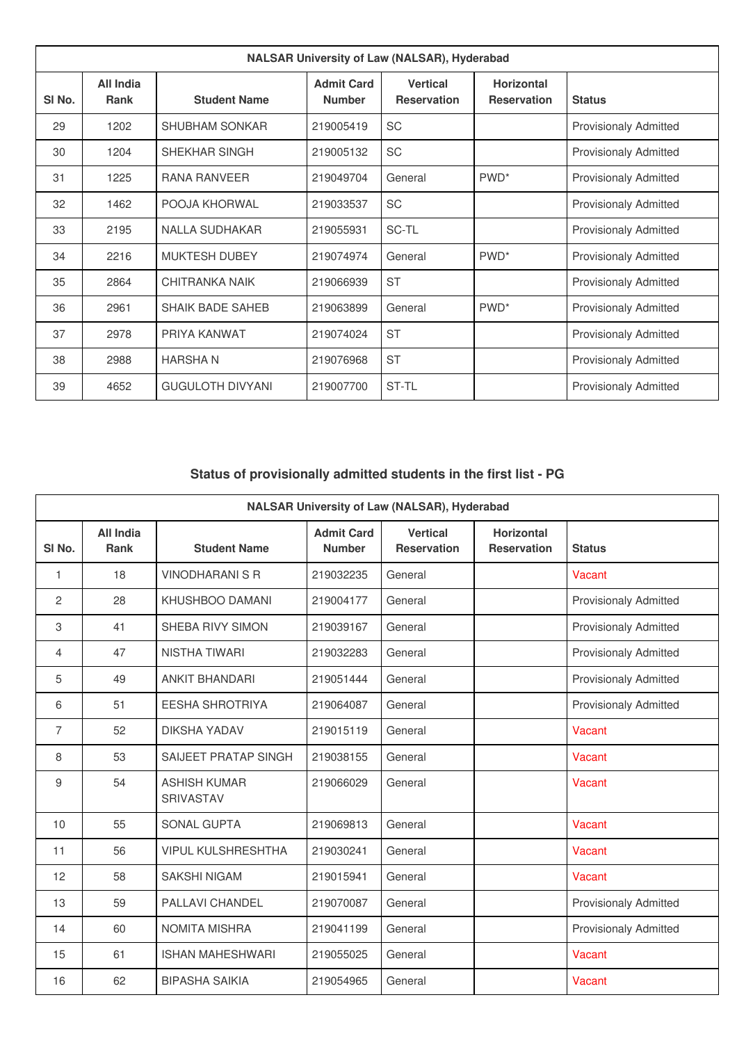| NALSAR University of Law (NALSAR), Hyderabad | | | | | | |
|---|---|---|---|---|---|---|
| Sl No. | All India Rank | Student Name | Admit Card Number | Vertical Reservation | Horizontal Reservation | Status |
| 29 | 1202 | SHUBHAM SONKAR | 219005419 | SC | | Provisionaly Admitted |
| 30 | 1204 | SHEKHAR SINGH | 219005132 | SC | | Provisionaly Admitted |
| 31 | 1225 | RANA RANVEER | 219049704 | General | PWD* | Provisionaly Admitted |
| 32 | 1462 | POOJA KHORWAL | 219033537 | SC | | Provisionaly Admitted |
| 33 | 2195 | NALLA SUDHAKAR | 219055931 | SC-TL | | Provisionaly Admitted |
| 34 | 2216 | MUKTESH DUBEY | 219074974 | General | PWD* | Provisionaly Admitted |
| 35 | 2864 | CHITRANKA NAIK | 219066939 | ST | | Provisionaly Admitted |
| 36 | 2961 | SHAIK BADE SAHEB | 219063899 | General | PWD* | Provisionaly Admitted |
| 37 | 2978 | PRIYA KANWAT | 219074024 | ST | | Provisionaly Admitted |
| 38 | 2988 | HARSHA N | 219076968 | ST | | Provisionaly Admitted |
| 39 | 4652 | GUGULOTH DIVYANI | 219007700 | ST-TL | | Provisionaly Admitted |

## Status of provisionally admitted students in the first list - PG

| NALSAR University of Law (NALSAR), Hyderabad | | | | | | |
|---|---|---|---|---|---|---|
| Sl No. | All India Rank | Student Name | Admit Card Number | Vertical Reservation | Horizontal Reservation | Status |
| 1 | 18 | VINODHARANI S R | 219032235 | General | | Vacant |
| 2 | 28 | KHUSHBOO DAMANI | 219004177 | General | | Provisionaly Admitted |
| 3 | 41 | SHEBA RIVY SIMON | 219039167 | General | | Provisionaly Admitted |
| 4 | 47 | NISTHA TIWARI | 219032283 | General | | Provisionaly Admitted |
| 5 | 49 | ANKIT BHANDARI | 219051444 | General | | Provisionaly Admitted |
| 6 | 51 | EESHA SHROTRIYA | 219064087 | General | | Provisionaly Admitted |
| 7 | 52 | DIKSHA YADAV | 219015119 | General | | Vacant |
| 8 | 53 | SAIJEET PRATAP SINGH | 219038155 | General | | Vacant |
| 9 | 54 | ASHISH KUMAR SRIVASTAV | 219066029 | General | | Vacant |
| 10 | 55 | SONAL GUPTA | 219069813 | General | | Vacant |
| 11 | 56 | VIPUL KULSHRESHTHA | 219030241 | General | | Vacant |
| 12 | 58 | SAKSHI NIGAM | 219015941 | General | | Vacant |
| 13 | 59 | PALLAVI CHANDEL | 219070087 | General | | Provisionaly Admitted |
| 14 | 60 | NOMITA MISHRA | 219041199 | General | | Provisionaly Admitted |
| 15 | 61 | ISHAN MAHESHWARI | 219055025 | General | | Vacant |
| 16 | 62 | BIPASHA SAIKIA | 219054965 | General | | Vacant |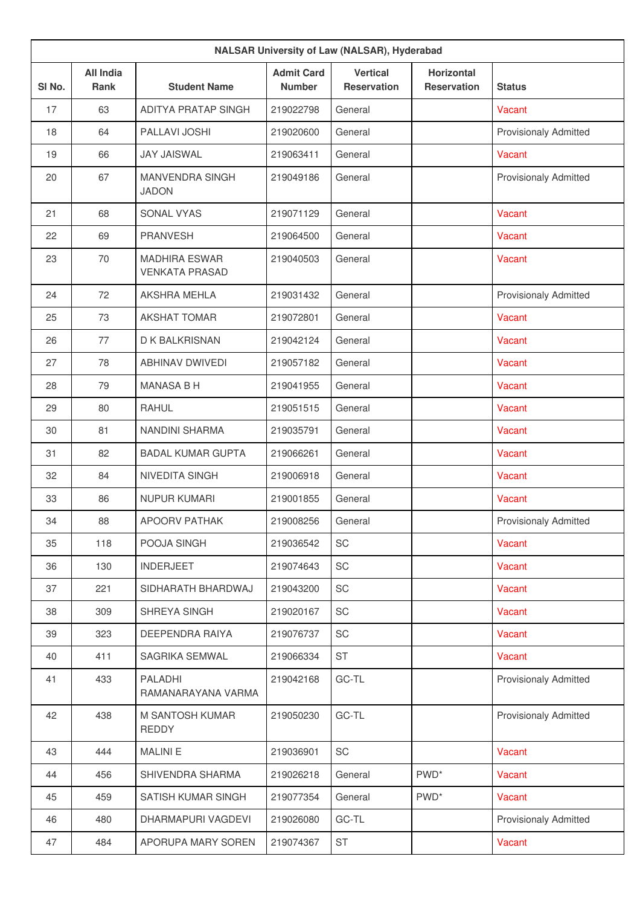| NALSAR University of Law (NALSAR), Hyderabad | | | | | | |
|---|---|---|---|---|---|---|
| Sl No. | All India Rank | Student Name | Admit Card Number | Vertical Reservation | Horizontal Reservation | Status |
| 17 | 63 | ADITYA PRATAP SINGH | 219022798 | General | | Vacant |
| 18 | 64 | PALLAVI JOSHI | 219020600 | General | | Provisionaly Admitted |
| 19 | 66 | JAY JAISWAL | 219063411 | General | | Vacant |
| 20 | 67 | MANVENDRA SINGH JADON | 219049186 | General | | Provisionaly Admitted |
| 21 | 68 | SONAL VYAS | 219071129 | General | | Vacant |
| 22 | 69 | PRANVESH | 219064500 | General | | Vacant |
| 23 | 70 | MADHIRA ESWAR VENKATA PRASAD | 219040503 | General | | Vacant |
| 24 | 72 | AKSHRA MEHLA | 219031432 | General | | Provisionaly Admitted |
| 25 | 73 | AKSHAT TOMAR | 219072801 | General | | Vacant |
| 26 | 77 | D K BALKRISNAN | 219042124 | General | | Vacant |
| 27 | 78 | ABHINAV DWIVEDI | 219057182 | General | | Vacant |
| 28 | 79 | MANASA B H | 219041955 | General | | Vacant |
| 29 | 80 | RAHUL | 219051515 | General | | Vacant |
| 30 | 81 | NANDINI SHARMA | 219035791 | General | | Vacant |
| 31 | 82 | BADAL KUMAR GUPTA | 219066261 | General | | Vacant |
| 32 | 84 | NIVEDITA SINGH | 219006918 | General | | Vacant |
| 33 | 86 | NUPUR KUMARI | 219001855 | General | | Vacant |
| 34 | 88 | APOORV PATHAK | 219008256 | General | | Provisionaly Admitted |
| 35 | 118 | POOJA SINGH | 219036542 | SC | | Vacant |
| 36 | 130 | INDERJEET | 219074643 | SC | | Vacant |
| 37 | 221 | SIDHARATH BHARDWAJ | 219043200 | SC | | Vacant |
| 38 | 309 | SHREYA SINGH | 219020167 | SC | | Vacant |
| 39 | 323 | DEEPENDRA RAIYA | 219076737 | SC | | Vacant |
| 40 | 411 | SAGRIKA SEMWAL | 219066334 | ST | | Vacant |
| 41 | 433 | PALADHI RAMANARAYANA VARMA | 219042168 | GC-TL | | Provisionaly Admitted |
| 42 | 438 | M SANTOSH KUMAR REDDY | 219050230 | GC-TL | | Provisionaly Admitted |
| 43 | 444 | MALINI E | 219036901 | SC | | Vacant |
| 44 | 456 | SHIVENDRA SHARMA | 219026218 | General | PWD* | Vacant |
| 45 | 459 | SATISH KUMAR SINGH | 219077354 | General | PWD* | Vacant |
| 46 | 480 | DHARMAPURI VAGDEVI | 219026080 | GC-TL | | Provisionaly Admitted |
| 47 | 484 | APORUPA MARY SOREN | 219074367 | ST | | Vacant |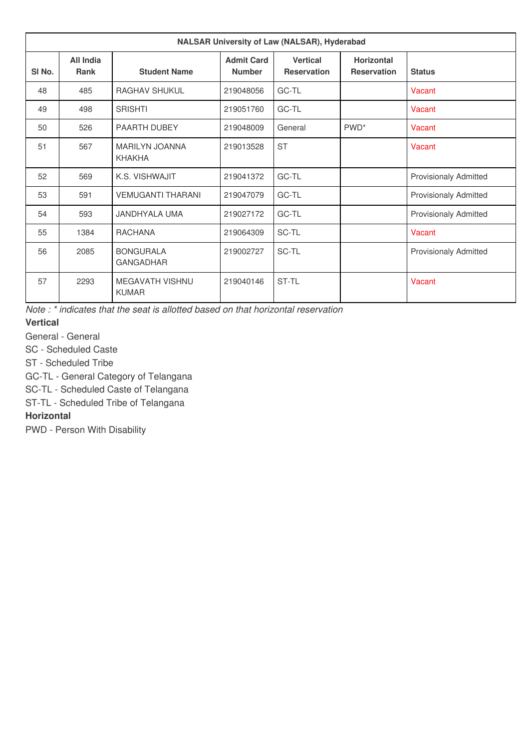| NALSAR University of Law (NALSAR), Hyderabad | | | | | | |
|---|---|---|---|---|---|---|
| Sl No. | All India Rank | Student Name | Admit Card Number | Vertical Reservation | Horizontal Reservation | Status |
| 48 | 485 | RAGHAV SHUKUL | 219048056 | GC-TL | | Vacant |
| 49 | 498 | SRISHTI | 219051760 | GC-TL | | Vacant |
| 50 | 526 | PAARTH DUBEY | 219048009 | General | PWD* | Vacant |
| 51 | 567 | MARILYN JOANNA KHAKHA | 219013528 | ST | | Vacant |
| 52 | 569 | K.S. VISHWAJIT | 219041372 | GC-TL | | Provisionaly Admitted |
| 53 | 591 | VEMUGANTI THARANI | 219047079 | GC-TL | | Provisionaly Admitted |
| 54 | 593 | JANDHYALA UMA | 219027172 | GC-TL | | Provisionaly Admitted |
| 55 | 1384 | RACHANA | 219064309 | SC-TL | | Vacant |
| 56 | 2085 | BONGURALA GANGADHAR | 219002727 | SC-TL | | Provisionaly Admitted |
| 57 | 2293 | MEGAVATH VISHNU KUMAR | 219040146 | ST-TL | | Vacant |

*Note : * indicates that the seat is allotted based on that horizontal reservation*

**Vertical**

General - General

SC - Scheduled Caste

ST - Scheduled Tribe

GC-TL - General Category of Telangana

SC-TL - Scheduled Caste of Telangana

ST-TL - Scheduled Tribe of Telangana

**Horizontal**

PWD - Person With Disability